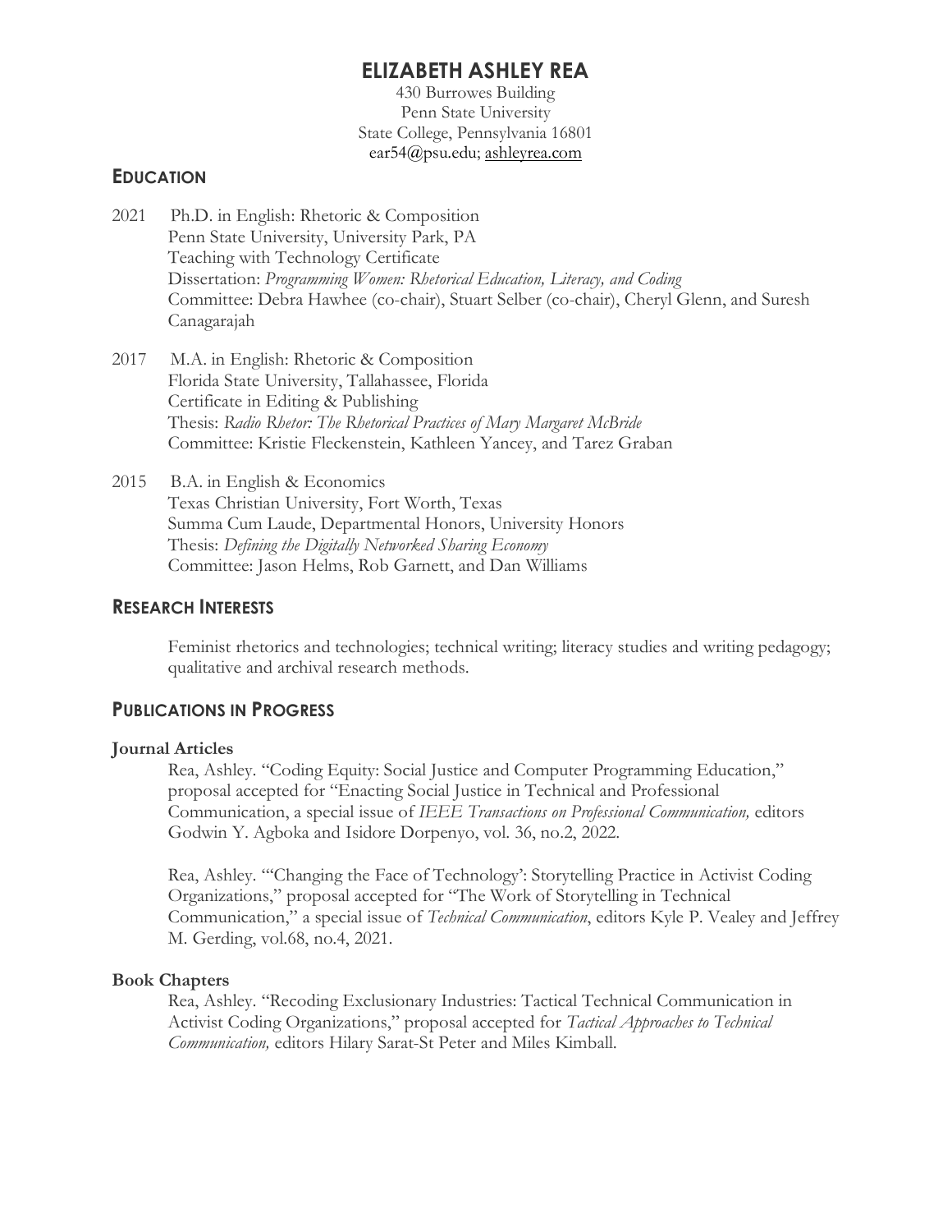# ELIZABETH ASHLEY REA

430 Burrowes Building
Penn State University
State College, Pennsylvania 16801
ear54@psu.edu; ashleyrea.com

## EDUCATION

2021 Ph.D. in English: Rhetoric & Composition
Penn State University, University Park, PA
Teaching with Technology Certificate
Dissertation: *Programming Women: Rhetorical Education, Literacy, and Coding*
Committee: Debra Hawhee (co-chair), Stuart Selber (co-chair), Cheryl Glenn, and Suresh Canagarajah

2017 M.A. in English: Rhetoric & Composition
Florida State University, Tallahassee, Florida
Certificate in Editing & Publishing
Thesis: *Radio Rhetor: The Rhetorical Practices of Mary Margaret McBride*
Committee: Kristie Fleckenstein, Kathleen Yancey, and Tarez Graban

2015 B.A. in English & Economics
Texas Christian University, Fort Worth, Texas
Summa Cum Laude, Departmental Honors, University Honors
Thesis: *Defining the Digitally Networked Sharing Economy*
Committee: Jason Helms, Rob Garnett, and Dan Williams

## RESEARCH INTERESTS

Feminist rhetorics and technologies; technical writing; literacy studies and writing pedagogy; qualitative and archival research methods.

## PUBLICATIONS IN PROGRESS

### Journal Articles

Rea, Ashley. "Coding Equity: Social Justice and Computer Programming Education," proposal accepted for "Enacting Social Justice in Technical and Professional Communication, a special issue of *IEEE Transactions on Professional Communication,* editors Godwin Y. Agboka and Isidore Dorpenyo, vol. 36, no.2, 2022.

Rea, Ashley. "'Changing the Face of Technology': Storytelling Practice in Activist Coding Organizations," proposal accepted for "The Work of Storytelling in Technical Communication," a special issue of *Technical Communication*, editors Kyle P. Vealey and Jeffrey M. Gerding, vol.68, no.4, 2021.

### Book Chapters

Rea, Ashley. "Recoding Exclusionary Industries: Tactical Technical Communication in Activist Coding Organizations," proposal accepted for *Tactical Approaches to Technical Communication,* editors Hilary Sarat-St Peter and Miles Kimball.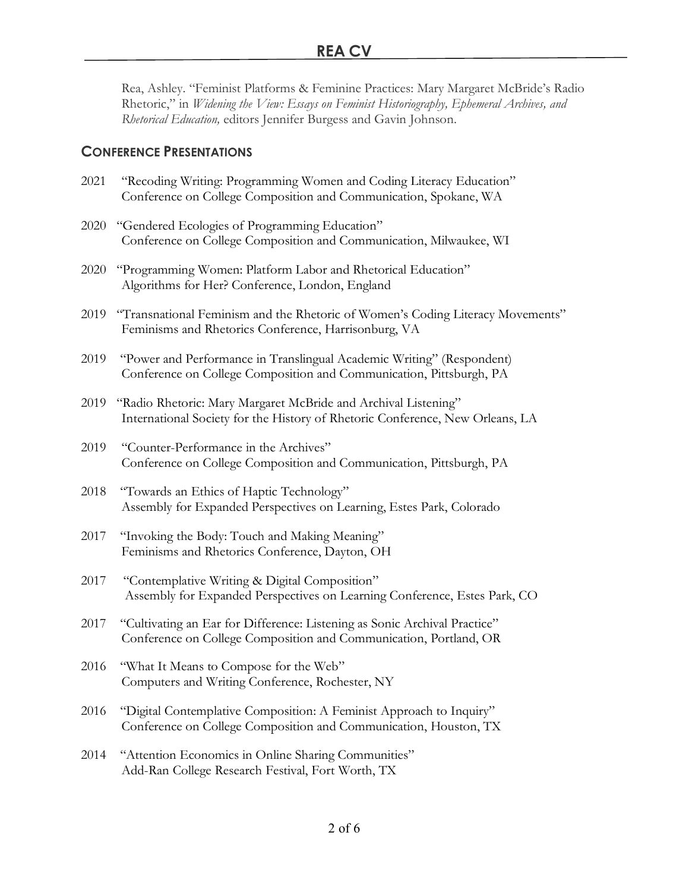Rea, Ashley. "Feminist Platforms & Feminine Practices: Mary Margaret McBride's Radio Rhetoric," in *Widening the View: Essays on Feminist Historiography, Ephemeral Archives, and Rhetorical Education,* editors Jennifer Burgess and Gavin Johnson.

## CONFERENCE PRESENTATIONS

2021 "Recoding Writing: Programming Women and Coding Literacy Education"
Conference on College Composition and Communication, Spokane, WA

2020 "Gendered Ecologies of Programming Education"
Conference on College Composition and Communication, Milwaukee, WI

2020 "Programming Women: Platform Labor and Rhetorical Education"
Algorithms for Her? Conference, London, England

2019 "Transnational Feminism and the Rhetoric of Women's Coding Literacy Movements"
Feminisms and Rhetorics Conference, Harrisonburg, VA

2019 "Power and Performance in Translingual Academic Writing" (Respondent)
Conference on College Composition and Communication, Pittsburgh, PA

2019 "Radio Rhetoric: Mary Margaret McBride and Archival Listening"
International Society for the History of Rhetoric Conference, New Orleans, LA

2019 "Counter-Performance in the Archives"
Conference on College Composition and Communication, Pittsburgh, PA

2018 "Towards an Ethics of Haptic Technology"
Assembly for Expanded Perspectives on Learning, Estes Park, Colorado

2017 "Invoking the Body: Touch and Making Meaning"
Feminisms and Rhetorics Conference, Dayton, OH

2017 "Contemplative Writing & Digital Composition"
Assembly for Expanded Perspectives on Learning Conference, Estes Park, CO

2017 "Cultivating an Ear for Difference: Listening as Sonic Archival Practice"
Conference on College Composition and Communication, Portland, OR

2016 "What It Means to Compose for the Web"
Computers and Writing Conference, Rochester, NY

2016 "Digital Contemplative Composition: A Feminist Approach to Inquiry"
Conference on College Composition and Communication, Houston, TX

2014 "Attention Economics in Online Sharing Communities"
Add-Ran College Research Festival, Fort Worth, TX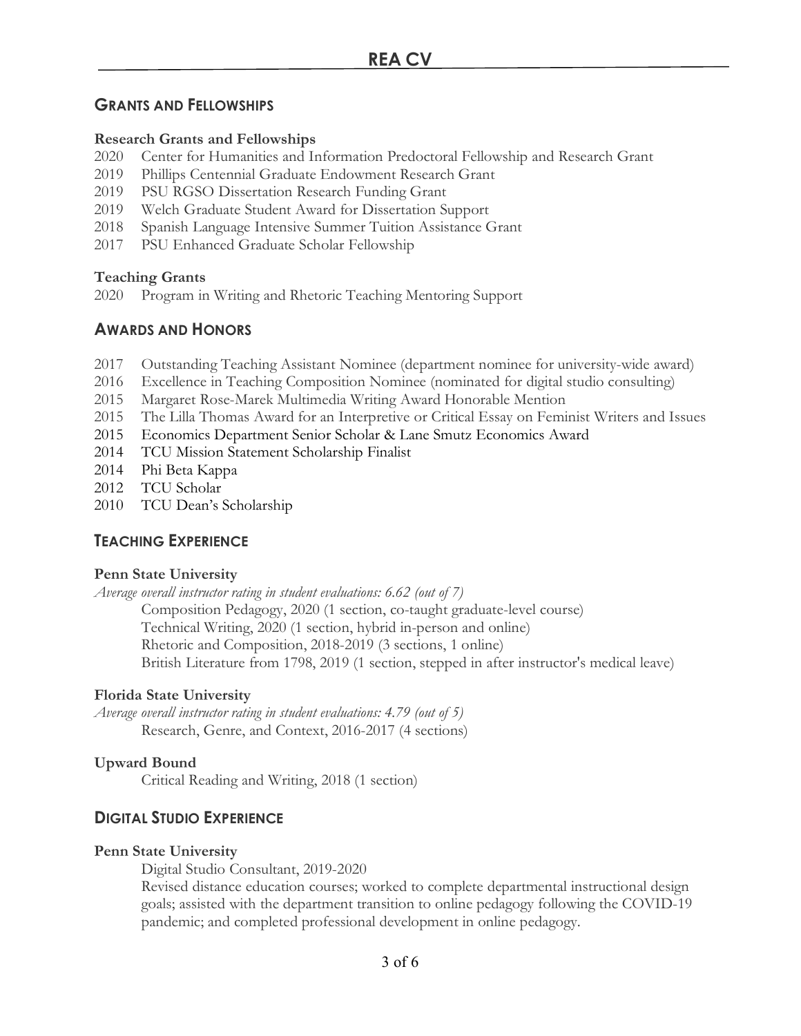## GRANTS AND FELLOWSHIPS

### Research Grants and Fellowships

2020 Center for Humanities and Information Predoctoral Fellowship and Research Grant
2019 Phillips Centennial Graduate Endowment Research Grant
2019 PSU RGSO Dissertation Research Funding Grant
2019 Welch Graduate Student Award for Dissertation Support
2018 Spanish Language Intensive Summer Tuition Assistance Grant
2017 PSU Enhanced Graduate Scholar Fellowship

### Teaching Grants

2020 Program in Writing and Rhetoric Teaching Mentoring Support

## AWARDS AND HONORS

2017 Outstanding Teaching Assistant Nominee (department nominee for university-wide award)
2016 Excellence in Teaching Composition Nominee (nominated for digital studio consulting)
2015 Margaret Rose-Marek Multimedia Writing Award Honorable Mention
2015 The Lilla Thomas Award for an Interpretive or Critical Essay on Feminist Writers and Issues
2015 Economics Department Senior Scholar & Lane Smutz Economics Award
2014 TCU Mission Statement Scholarship Finalist
2014 Phi Beta Kappa
2012 TCU Scholar
2010 TCU Dean's Scholarship

## TEACHING EXPERIENCE

### Penn State University

*Average overall instructor rating in student evaluations: 6.62 (out of 7)*

Composition Pedagogy, 2020 (1 section, co-taught graduate-level course)
Technical Writing, 2020 (1 section, hybrid in-person and online)
Rhetoric and Composition, 2018-2019 (3 sections, 1 online)
British Literature from 1798, 2019 (1 section, stepped in after instructor's medical leave)

### Florida State University

*Average overall instructor rating in student evaluations: 4.79 (out of 5)*

Research, Genre, and Context, 2016-2017 (4 sections)

### Upward Bound

Critical Reading and Writing, 2018 (1 section)

## DIGITAL STUDIO EXPERIENCE

### Penn State University

Digital Studio Consultant, 2019-2020
Revised distance education courses; worked to complete departmental instructional design goals; assisted with the department transition to online pedagogy following the COVID-19 pandemic; and completed professional development in online pedagogy.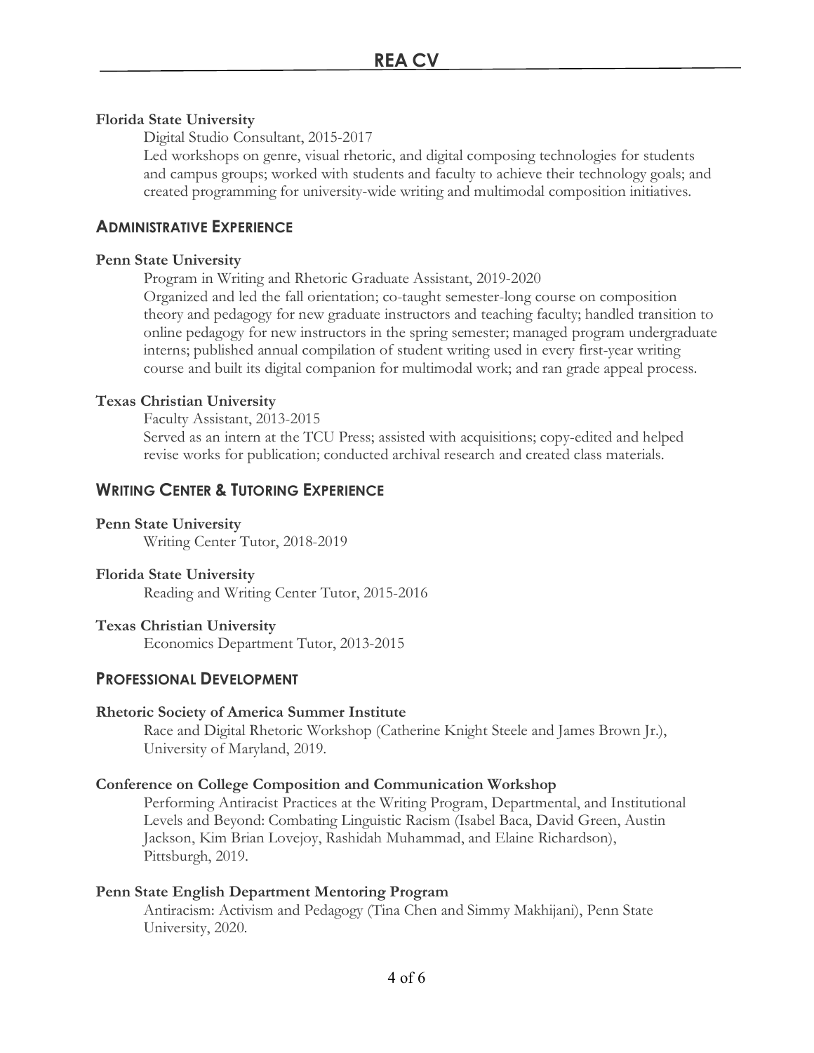**Florida State University**

Digital Studio Consultant, 2015-2017

Led workshops on genre, visual rhetoric, and digital composing technologies for students and campus groups; worked with students and faculty to achieve their technology goals; and created programming for university-wide writing and multimodal composition initiatives.

## Administrative Experience

**Penn State University**

Program in Writing and Rhetoric Graduate Assistant, 2019-2020

Organized and led the fall orientation; co-taught semester-long course on composition theory and pedagogy for new graduate instructors and teaching faculty; handled transition to online pedagogy for new instructors in the spring semester; managed program undergraduate interns; published annual compilation of student writing used in every first-year writing course and built its digital companion for multimodal work; and ran grade appeal process.

**Texas Christian University**

Faculty Assistant, 2013-2015

Served as an intern at the TCU Press; assisted with acquisitions; copy-edited and helped revise works for publication; conducted archival research and created class materials.

## Writing Center & Tutoring Experience

**Penn State University**

Writing Center Tutor, 2018-2019

**Florida State University**

Reading and Writing Center Tutor, 2015-2016

**Texas Christian University**

Economics Department Tutor, 2013-2015

## Professional Development

**Rhetoric Society of America Summer Institute**

Race and Digital Rhetoric Workshop (Catherine Knight Steele and James Brown Jr.), University of Maryland, 2019.

**Conference on College Composition and Communication Workshop**

Performing Antiracist Practices at the Writing Program, Departmental, and Institutional Levels and Beyond: Combating Linguistic Racism (Isabel Baca, David Green, Austin Jackson, Kim Brian Lovejoy, Rashidah Muhammad, and Elaine Richardson), Pittsburgh, 2019.

**Penn State English Department Mentoring Program**

Antiracism: Activism and Pedagogy (Tina Chen and Simmy Makhijani), Penn State University, 2020.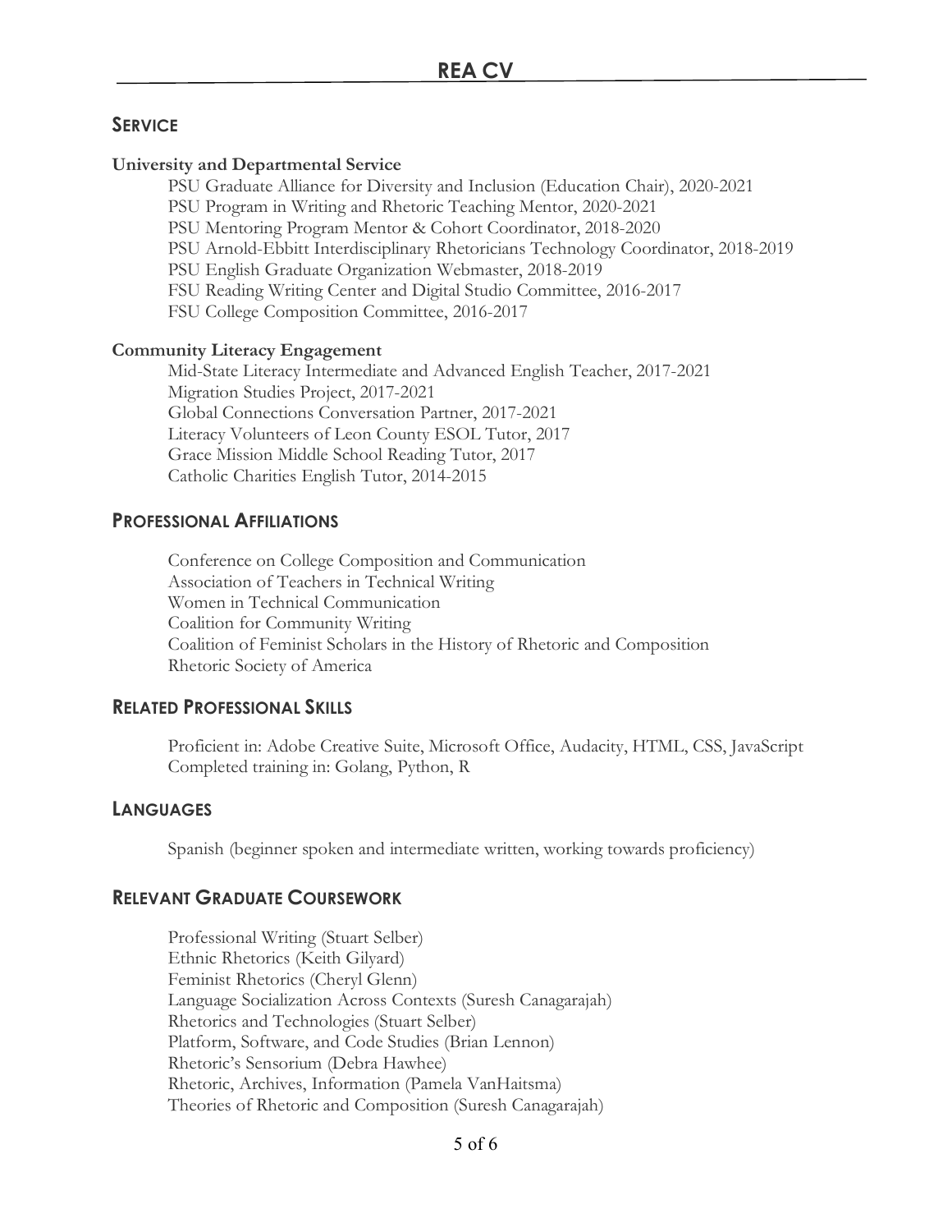## Service

**University and Departmental Service**

PSU Graduate Alliance for Diversity and Inclusion (Education Chair), 2020-2021
PSU Program in Writing and Rhetoric Teaching Mentor, 2020-2021
PSU Mentoring Program Mentor & Cohort Coordinator, 2018-2020
PSU Arnold-Ebbitt Interdisciplinary Rhetoricians Technology Coordinator, 2018-2019
PSU English Graduate Organization Webmaster, 2018-2019
FSU Reading Writing Center and Digital Studio Committee, 2016-2017
FSU College Composition Committee, 2016-2017

**Community Literacy Engagement**

Mid-State Literacy Intermediate and Advanced English Teacher, 2017-2021
Migration Studies Project, 2017-2021
Global Connections Conversation Partner, 2017-2021
Literacy Volunteers of Leon County ESOL Tutor, 2017
Grace Mission Middle School Reading Tutor, 2017
Catholic Charities English Tutor, 2014-2015

## Professional Affiliations

Conference on College Composition and Communication
Association of Teachers in Technical Writing
Women in Technical Communication
Coalition for Community Writing
Coalition of Feminist Scholars in the History of Rhetoric and Composition
Rhetoric Society of America

## Related Professional Skills

Proficient in: Adobe Creative Suite, Microsoft Office, Audacity, HTML, CSS, JavaScript
Completed training in: Golang, Python, R

## Languages

Spanish (beginner spoken and intermediate written, working towards proficiency)

## Relevant Graduate Coursework

Professional Writing (Stuart Selber)
Ethnic Rhetorics (Keith Gilyard)
Feminist Rhetorics (Cheryl Glenn)
Language Socialization Across Contexts (Suresh Canagarajah)
Rhetorics and Technologies (Stuart Selber)
Platform, Software, and Code Studies (Brian Lennon)
Rhetoric's Sensorium (Debra Hawhee)
Rhetoric, Archives, Information (Pamela VanHaitsma)
Theories of Rhetoric and Composition (Suresh Canagarajah)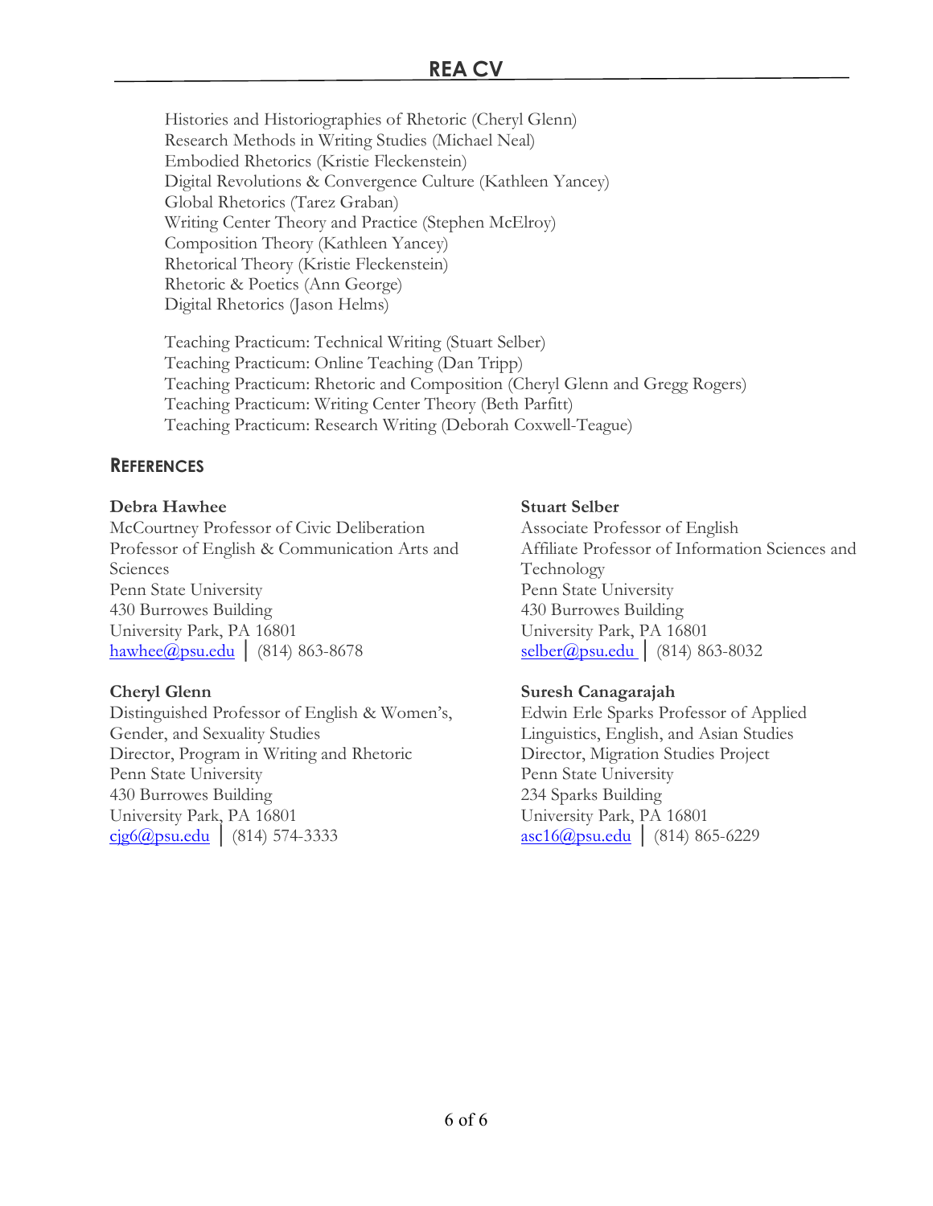Histories and Historiographies of Rhetoric (Cheryl Glenn)
Research Methods in Writing Studies (Michael Neal)
Embodied Rhetorics (Kristie Fleckenstein)
Digital Revolutions & Convergence Culture (Kathleen Yancey)
Global Rhetorics (Tarez Graban)
Writing Center Theory and Practice (Stephen McElroy)
Composition Theory (Kathleen Yancey)
Rhetorical Theory (Kristie Fleckenstein)
Rhetoric & Poetics (Ann George)
Digital Rhetorics (Jason Helms)

Teaching Practicum: Technical Writing (Stuart Selber)
Teaching Practicum: Online Teaching (Dan Tripp)
Teaching Practicum: Rhetoric and Composition (Cheryl Glenn and Gregg Rogers)
Teaching Practicum: Writing Center Theory (Beth Parfitt)
Teaching Practicum: Research Writing (Deborah Coxwell-Teague)

## REFERENCES

**Debra Hawhee**
McCourtney Professor of Civic Deliberation
Professor of English & Communication Arts and Sciences
Penn State University
430 Burrowes Building
University Park, PA 16801
hawhee@psu.edu | (814) 863-8678

**Cheryl Glenn**
Distinguished Professor of English & Women's, Gender, and Sexuality Studies
Director, Program in Writing and Rhetoric
Penn State University
430 Burrowes Building
University Park, PA 16801
cjg6@psu.edu | (814) 574-3333

**Stuart Selber**
Associate Professor of English
Affiliate Professor of Information Sciences and Technology
Penn State University
430 Burrowes Building
University Park, PA 16801
selber@psu.edu | (814) 863-8032

**Suresh Canagarajah**
Edwin Erle Sparks Professor of Applied Linguistics, English, and Asian Studies
Director, Migration Studies Project
Penn State University
234 Sparks Building
University Park, PA 16801
asc16@psu.edu | (814) 865-6229